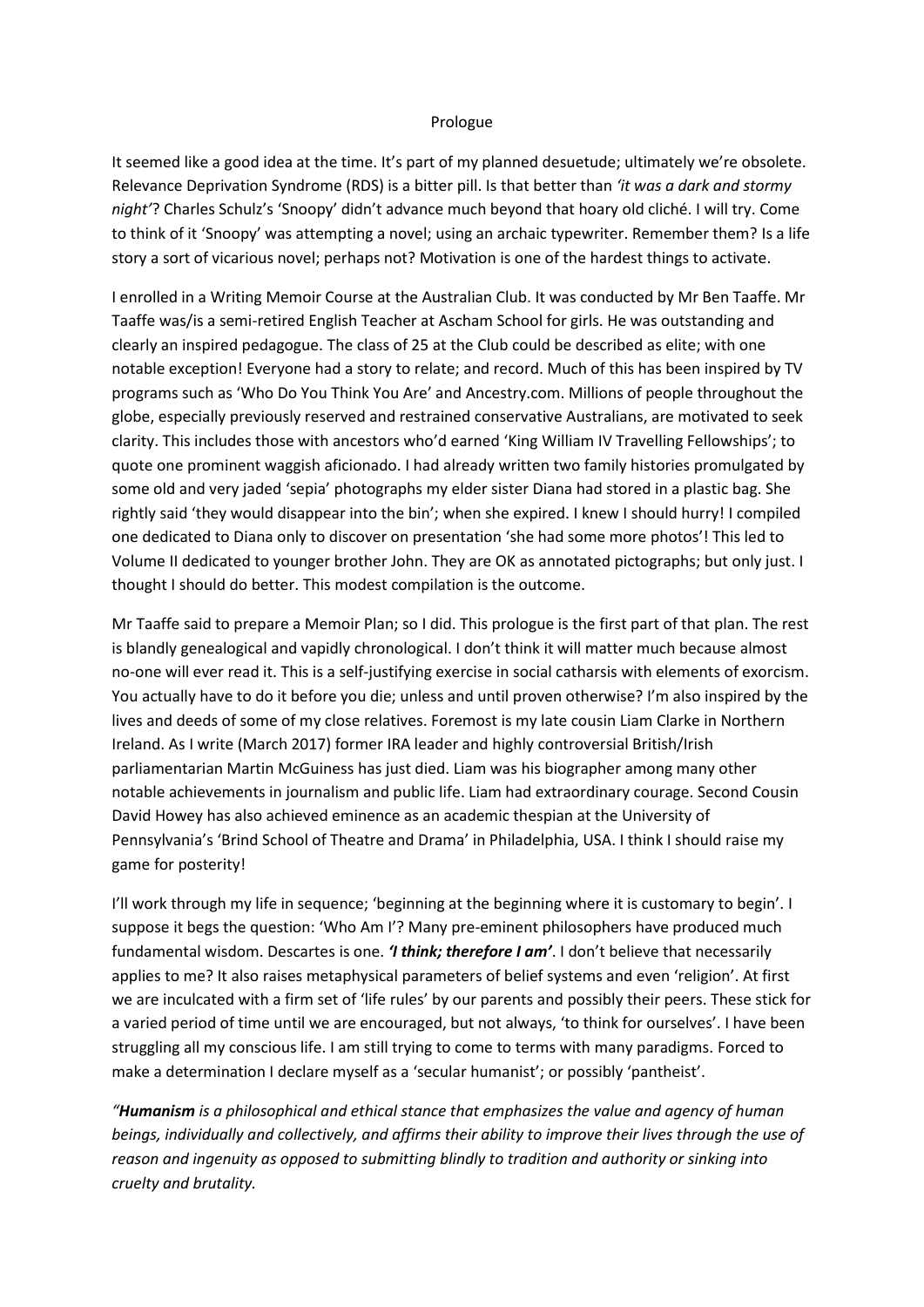# Prologue

It seemed like a good idea at the time. It's part of my planned desuetude; ultimately we're obsolete. Relevance Deprivation Syndrome (RDS) is a bitter pill. Is that better than *'it was a dark and stormy night'*? Charles Schulz's 'Snoopy' didn't advance much beyond that hoary old cliché. I will try. Come to think of it 'Snoopy' was attempting a novel; using an archaic typewriter. Remember them? Is a life story a sort of vicarious novel; perhaps not? Motivation is one of the hardest things to activate.

I enrolled in a Writing Memoir Course at the Australian Club. It was conducted by Mr Ben Taaffe. Mr Taaffe was/is a semi-retired English Teacher at Ascham School for girls. He was outstanding and clearly an inspired pedagogue. The class of 25 at the Club could be described as elite; with one notable exception! Everyone had a story to relate; and record. Much of this has been inspired by TV programs such as 'Who Do You Think You Are' and Ancestry.com. Millions of people throughout the globe, especially previously reserved and restrained conservative Australians, are motivated to seek clarity. This includes those with ancestors who'd earned 'King William IV Travelling Fellowships'; to quote one prominent waggish aficionado. I had already written two family histories promulgated by some old and very jaded 'sepia' photographs my elder sister Diana had stored in a plastic bag. She rightly said 'they would disappear into the bin'; when she expired. I knew I should hurry! I compiled one dedicated to Diana only to discover on presentation 'she had some more photos'! This led to Volume II dedicated to younger brother John. They are OK as annotated pictographs; but only just. I thought I should do better. This modest compilation is the outcome.

Mr Taaffe said to prepare a Memoir Plan; so I did. This prologue is the first part of that plan. The rest is blandly genealogical and vapidly chronological. I don't think it will matter much because almost no-one will ever read it. This is a self-justifying exercise in social catharsis with elements of exorcism. You actually have to do it before you die; unless and until proven otherwise? I'm also inspired by the lives and deeds of some of my close relatives. Foremost is my late cousin Liam Clarke in Northern Ireland. As I write (March 2017) former IRA leader and highly controversial British/Irish parliamentarian Martin McGuiness has just died. Liam was his biographer among many other notable achievements in journalism and public life. Liam had extraordinary courage. Second Cousin David Howey has also achieved eminence as an academic thespian at the University of Pennsylvania's 'Brind School of Theatre and Drama' in Philadelphia, USA. I think I should raise my game for posterity!

I'll work through my life in sequence; 'beginning at the beginning where it is customary to begin'. I suppose it begs the question: 'Who Am I'? Many pre-eminent philosophers have produced much fundamental wisdom. Descartes is one. ***'I think; therefore I am'***. I don't believe that necessarily applies to me? It also raises metaphysical parameters of belief systems and even 'religion'. At first we are inculcated with a firm set of 'life rules' by our parents and possibly their peers. These stick for a varied period of time until we are encouraged, but not always, 'to think for ourselves'. I have been struggling all my conscious life. I am still trying to come to terms with many paradigms. Forced to make a determination I declare myself as a 'secular humanist'; or possibly 'pantheist'.

*"**Humanism** is a philosophical and ethical stance that emphasizes the value and agency of human beings, individually and collectively, and affirms their ability to improve their lives through the use of reason and ingenuity as opposed to submitting blindly to tradition and authority or sinking into cruelty and brutality.*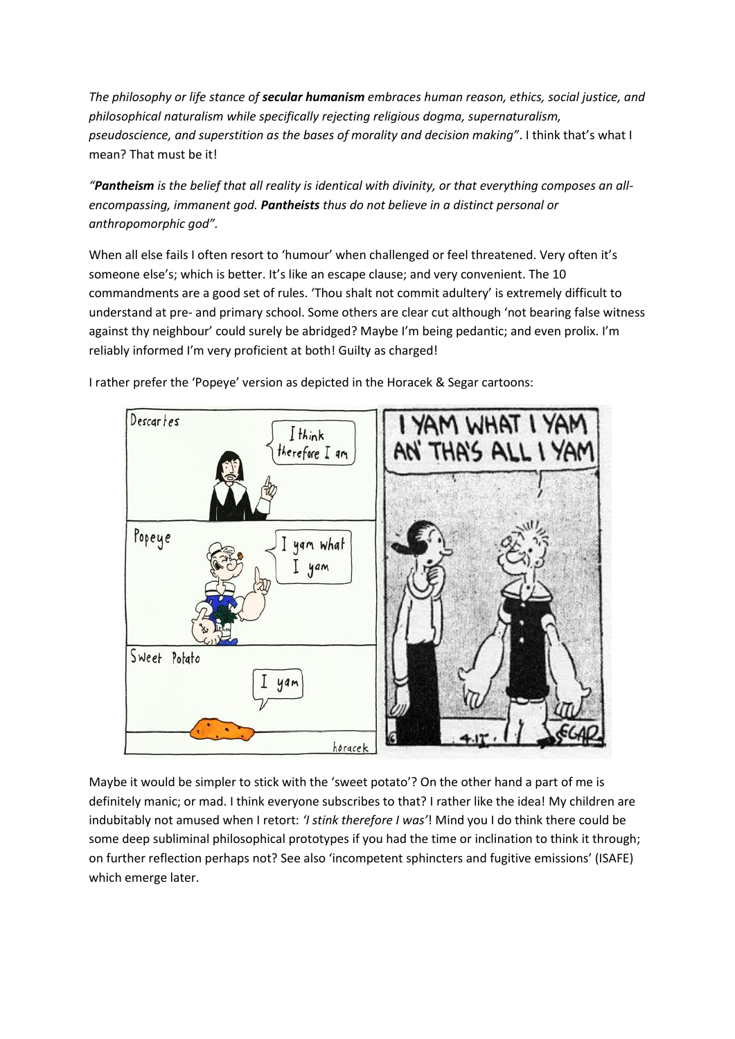*The philosophy or life stance of* ***secular humanism*** *embraces human reason, ethics, social justice, and philosophical naturalism while specifically rejecting religious dogma, supernaturalism, pseudoscience, and superstition as the bases of morality and decision making"*. I think that's what I mean? That must be it!

*"**Pantheism** is the belief that all reality is identical with divinity, or that everything composes an all-encompassing, immanent god. **Pantheists** thus do not believe in a distinct personal or anthropomorphic god".*

When all else fails I often resort to 'humour' when challenged or feel threatened. Very often it's someone else's; which is better. It's like an escape clause; and very convenient. The 10 commandments are a good set of rules. 'Thou shalt not commit adultery' is extremely difficult to understand at pre- and primary school. Some others are clear cut although 'not bearing false witness against thy neighbour' could surely be abridged? Maybe I'm being pedantic; and even prolix. I'm reliably informed I'm very proficient at both! Guilty as charged!

I rather prefer the 'Popeye' version as depicted in the Horacek & Segar cartoons:

Maybe it would be simpler to stick with the 'sweet potato'? On the other hand a part of me is definitely manic; or mad. I think everyone subscribes to that? I rather like the idea! My children are indubitably not amused when I retort: *'I stink therefore I was'*! Mind you I do think there could be some deep subliminal philosophical prototypes if you had the time or inclination to think it through; on further reflection perhaps not? See also 'incompetent sphincters and fugitive emissions' (ISAFE) which emerge later.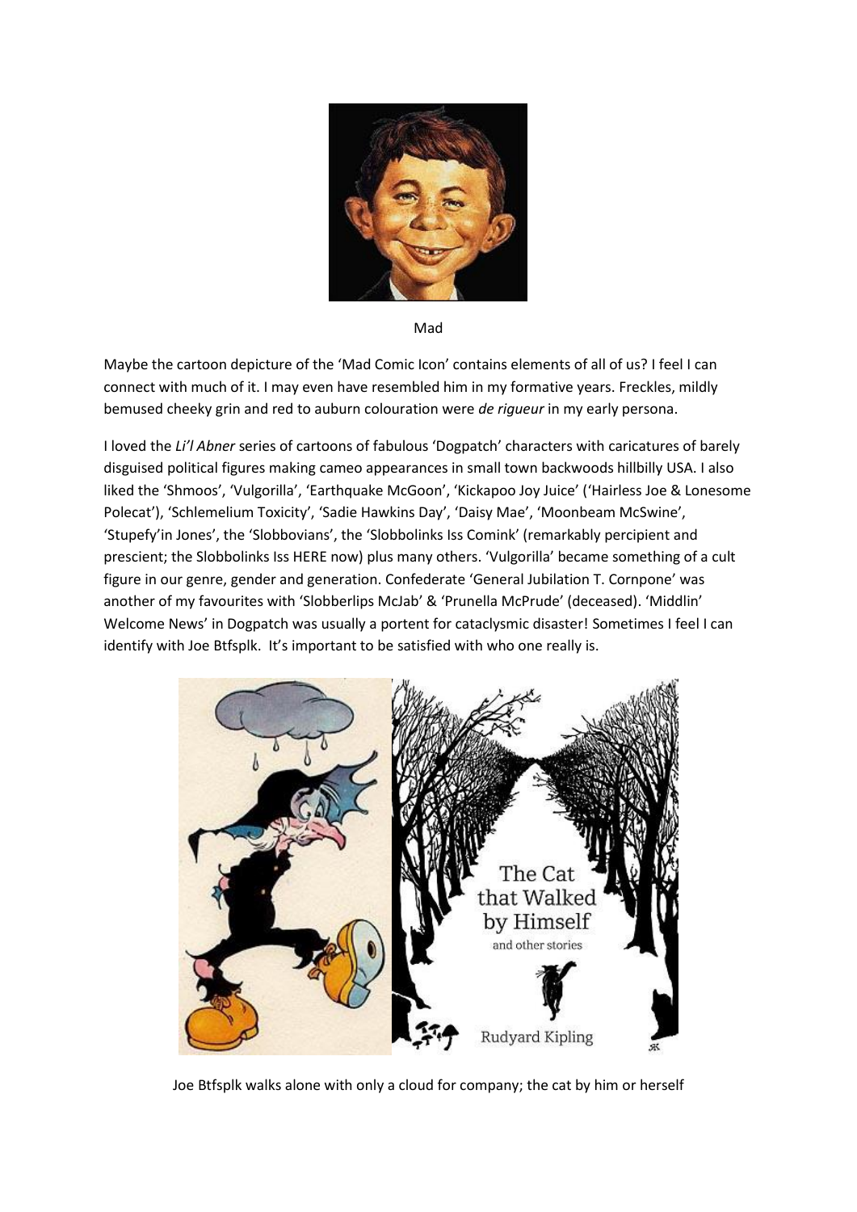Mad

Maybe the cartoon depicture of the 'Mad Comic Icon' contains elements of all of us? I feel I can connect with much of it. I may even have resembled him in my formative years. Freckles, mildly bemused cheeky grin and red to auburn colouration were *de rigueur* in my early persona.

I loved the *Li'l Abner* series of cartoons of fabulous 'Dogpatch' characters with caricatures of barely disguised political figures making cameo appearances in small town backwoods hillbilly USA. I also liked the 'Shmoos', 'Vulgorilla', 'Earthquake McGoon', 'Kickapoo Joy Juice' ('Hairless Joe & Lonesome Polecat'), 'Schlemelium Toxicity', 'Sadie Hawkins Day', 'Daisy Mae', 'Moonbeam McSwine', 'Stupefy'in Jones', the 'Slobbovians', the 'Slobbolinks Iss Comink' (remarkably percipient and prescient; the Slobbolinks Iss HERE now) plus many others. 'Vulgorilla' became something of a cult figure in our genre, gender and generation. Confederate 'General Jubilation T. Cornpone' was another of my favourites with 'Slobberlips McJab' & 'Prunella McPrude' (deceased). 'Middlin' Welcome News' in Dogpatch was usually a portent for cataclysmic disaster! Sometimes I feel I can identify with Joe Btfsplk. It's important to be satisfied with who one really is.

Joe Btfsplk walks alone with only a cloud for company; the cat by him or herself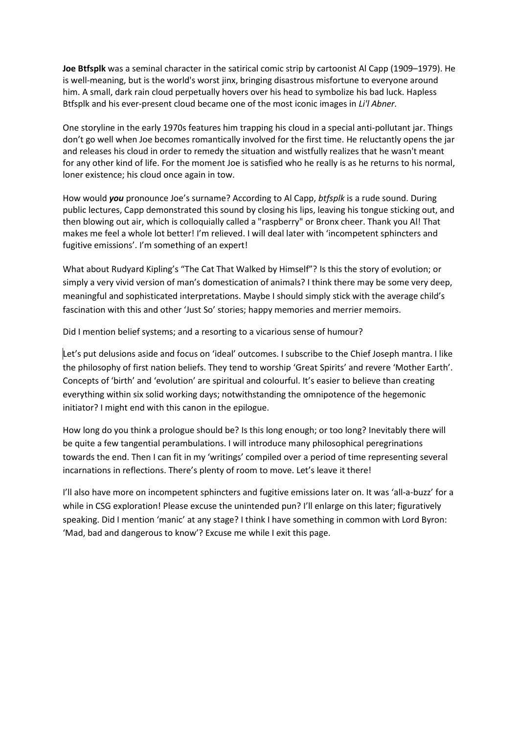**Joe Btfsplk** was a seminal character in the satirical comic strip by cartoonist Al Capp (1909–1979). He is well-meaning, but is the world's worst jinx, bringing disastrous misfortune to everyone around him. A small, dark rain cloud perpetually hovers over his head to symbolize his bad luck. Hapless Btfsplk and his ever-present cloud became one of the most iconic images in *Li'l Abner.*

One storyline in the early 1970s features him trapping his cloud in a special anti-pollutant jar. Things don't go well when Joe becomes romantically involved for the first time. He reluctantly opens the jar and releases his cloud in order to remedy the situation and wistfully realizes that he wasn't meant for any other kind of life. For the moment Joe is satisfied who he really is as he returns to his normal, loner existence; his cloud once again in tow.

How would ***you*** pronounce Joe's surname? According to Al Capp, *btfsplk* is a rude sound. During public lectures, Capp demonstrated this sound by closing his lips, leaving his tongue sticking out, and then blowing out air, which is colloquially called a "raspberry" or Bronx cheer. Thank you Al! That makes me feel a whole lot better! I'm relieved. I will deal later with 'incompetent sphincters and fugitive emissions'. I'm something of an expert!

What about Rudyard Kipling's "The Cat That Walked by Himself"? Is this the story of evolution; or simply a very vivid version of man's domestication of animals? I think there may be some very deep, meaningful and sophisticated interpretations. Maybe I should simply stick with the average child's fascination with this and other 'Just So' stories; happy memories and merrier memoirs.

Did I mention belief systems; and a resorting to a vicarious sense of humour?

Let's put delusions aside and focus on 'ideal' outcomes. I subscribe to the Chief Joseph mantra. I like the philosophy of first nation beliefs. They tend to worship 'Great Spirits' and revere 'Mother Earth'. Concepts of 'birth' and 'evolution' are spiritual and colourful. It's easier to believe than creating everything within six solid working days; notwithstanding the omnipotence of the hegemonic initiator? I might end with this canon in the epilogue.

How long do you think a prologue should be? Is this long enough; or too long? Inevitably there will be quite a few tangential perambulations. I will introduce many philosophical peregrinations towards the end. Then I can fit in my 'writings' compiled over a period of time representing several incarnations in reflections. There's plenty of room to move. Let's leave it there!

I'll also have more on incompetent sphincters and fugitive emissions later on. It was 'all-a-buzz' for a while in CSG exploration! Please excuse the unintended pun? I'll enlarge on this later; figuratively speaking. Did I mention 'manic' at any stage? I think I have something in common with Lord Byron: 'Mad, bad and dangerous to know'? Excuse me while I exit this page.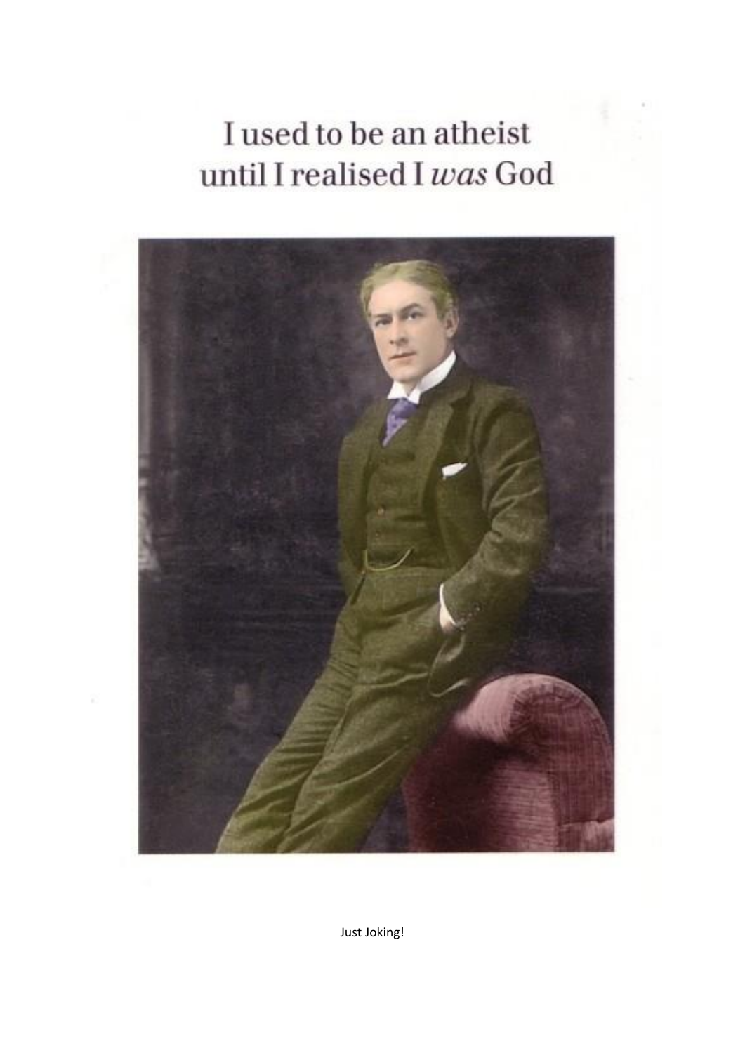I used to be an atheist until I realised I *was* God

Just Joking!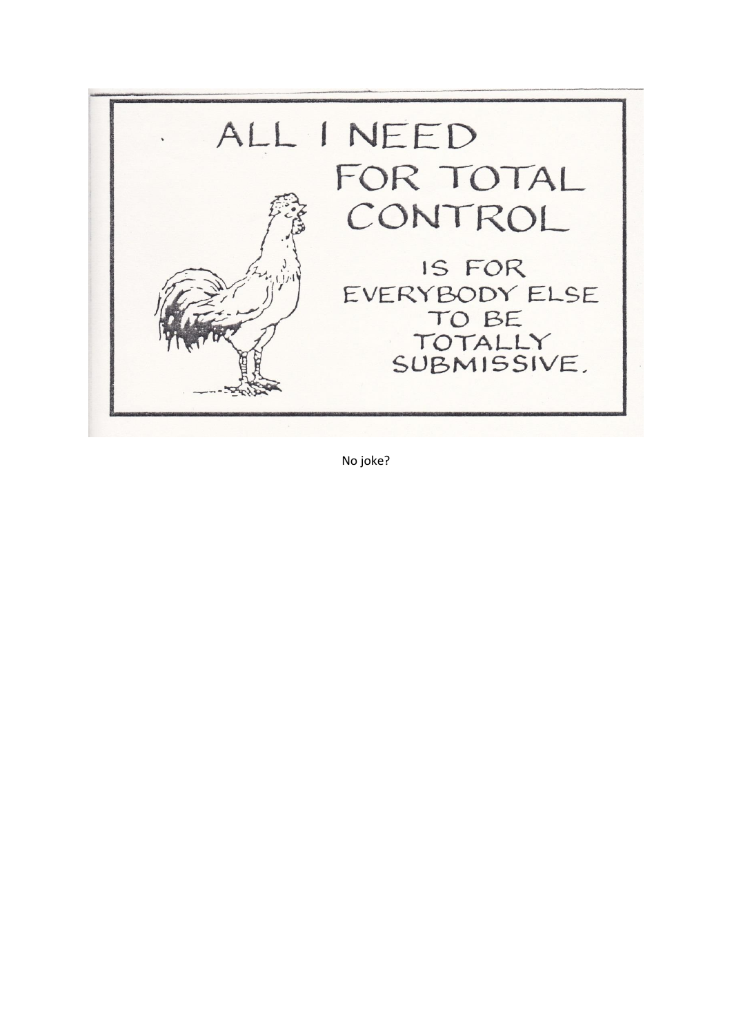ALL I NEED FOR TOTAL CONTROL

IS FOR EVERYBODY ELSE TO BE TOTALLY SUBMISSIVE.

No joke?